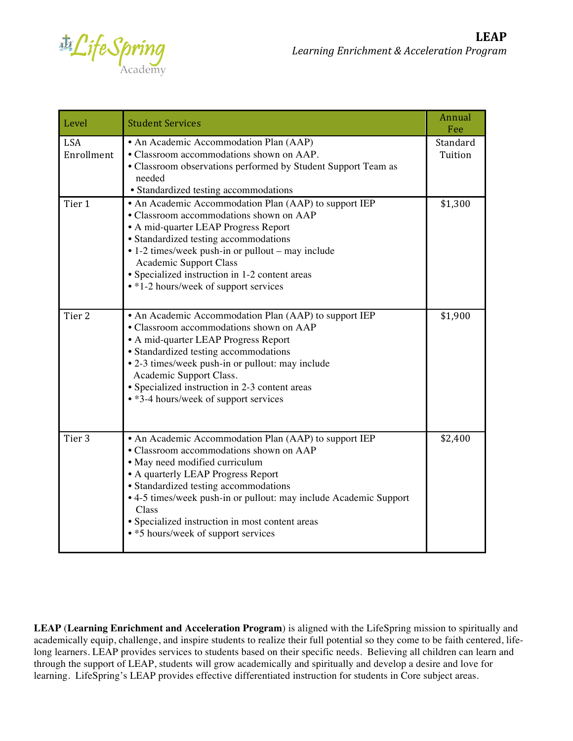LifeSpring Academy

# LEAP

*Learning Enrichment & Acceleration Program*

| Level | Student Services | Annual Fee |
|---|---|---|
| LSA Enrollment | • An Academic Accommodation Plan (AAP)<br>• Classroom accommodations shown on AAP.<br>• Classroom observations performed by Student Support Team as needed<br>• Standardized testing accommodations | Standard Tuition |
| Tier 1 | • An Academic Accommodation Plan (AAP) to support IEP<br>• Classroom accommodations shown on AAP<br>• A mid-quarter LEAP Progress Report<br>• Standardized testing accommodations<br>• 1-2 times/week push-in or pullout – may include Academic Support Class<br>• Specialized instruction in 1-2 content areas<br>• *1-2 hours/week of support services | $1,300 |
| Tier 2 | • An Academic Accommodation Plan (AAP) to support IEP<br>• Classroom accommodations shown on AAP<br>• A mid-quarter LEAP Progress Report<br>• Standardized testing accommodations<br>• 2-3 times/week push-in or pullout: may include Academic Support Class.<br>• Specialized instruction in 2-3 content areas<br>• *3-4 hours/week of support services | $1,900 |
| Tier 3 | • An Academic Accommodation Plan (AAP) to support IEP<br>• Classroom accommodations shown on AAP<br>• May need modified curriculum<br>• A quarterly LEAP Progress Report<br>• Standardized testing accommodations<br>• 4-5 times/week push-in or pullout: may include Academic Support Class<br>• Specialized instruction in most content areas<br>• *5 hours/week of support services | $2,400 |

**LEAP** (**Learning Enrichment and Acceleration Program**) is aligned with the LifeSpring mission to spiritually and academically equip, challenge, and inspire students to realize their full potential so they come to be faith centered, life-long learners. LEAP provides services to students based on their specific needs. Believing all children can learn and through the support of LEAP, students will grow academically and spiritually and develop a desire and love for learning. LifeSpring's LEAP provides effective differentiated instruction for students in Core subject areas.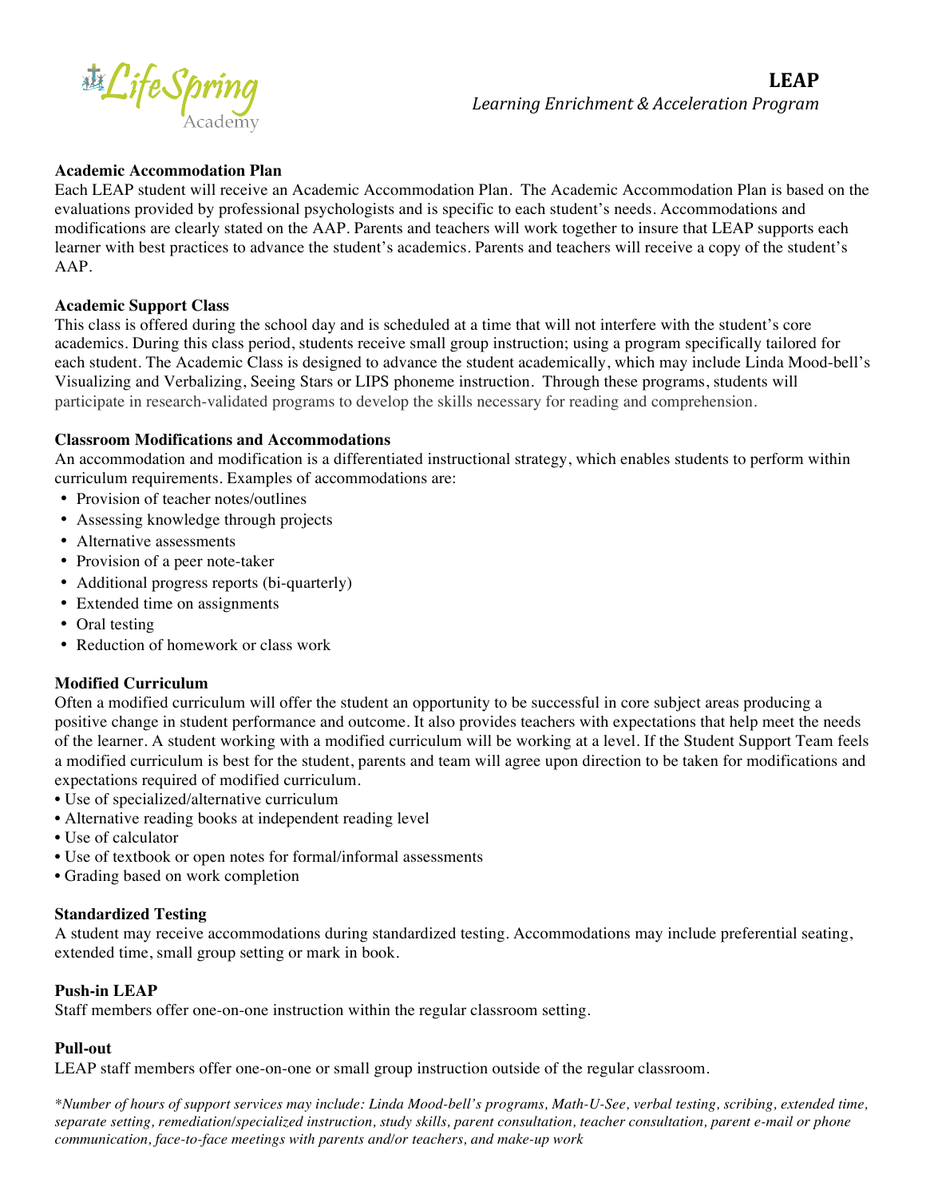LifeSpring Academy

# LEAP

*Learning Enrichment & Acceleration Program*

**Academic Accommodation Plan**

Each LEAP student will receive an Academic Accommodation Plan. The Academic Accommodation Plan is based on the evaluations provided by professional psychologists and is specific to each student's needs. Accommodations and modifications are clearly stated on the AAP. Parents and teachers will work together to insure that LEAP supports each learner with best practices to advance the student's academics. Parents and teachers will receive a copy of the student's AAP.

**Academic Support Class**

This class is offered during the school day and is scheduled at a time that will not interfere with the student's core academics. During this class period, students receive small group instruction; using a program specifically tailored for each student. The Academic Class is designed to advance the student academically, which may include Linda Mood-bell's Visualizing and Verbalizing, Seeing Stars or LIPS phoneme instruction. Through these programs, students will participate in research-validated programs to develop the skills necessary for reading and comprehension.

**Classroom Modifications and Accommodations**

An accommodation and modification is a differentiated instructional strategy, which enables students to perform within curriculum requirements. Examples of accommodations are:

- Provision of teacher notes/outlines
- Assessing knowledge through projects
- Alternative assessments
- Provision of a peer note-taker
- Additional progress reports (bi-quarterly)
- Extended time on assignments
- Oral testing
- Reduction of homework or class work

**Modified Curriculum**

Often a modified curriculum will offer the student an opportunity to be successful in core subject areas producing a positive change in student performance and outcome. It also provides teachers with expectations that help meet the needs of the learner. A student working with a modified curriculum will be working at a level. If the Student Support Team feels a modified curriculum is best for the student, parents and team will agree upon direction to be taken for modifications and expectations required of modified curriculum.

- Use of specialized/alternative curriculum
- Alternative reading books at independent reading level
- Use of calculator
- Use of textbook or open notes for formal/informal assessments
- Grading based on work completion

**Standardized Testing**

A student may receive accommodations during standardized testing. Accommodations may include preferential seating, extended time, small group setting or mark in book.

**Push-in LEAP**

Staff members offer one-on-one instruction within the regular classroom setting.

**Pull-out**

LEAP staff members offer one-on-one or small group instruction outside of the regular classroom.

*\*Number of hours of support services may include: Linda Mood-bell's programs, Math-U-See, verbal testing, scribing, extended time, separate setting, remediation/specialized instruction, study skills, parent consultation, teacher consultation, parent e-mail or phone communication, face-to-face meetings with parents and/or teachers, and make-up work*